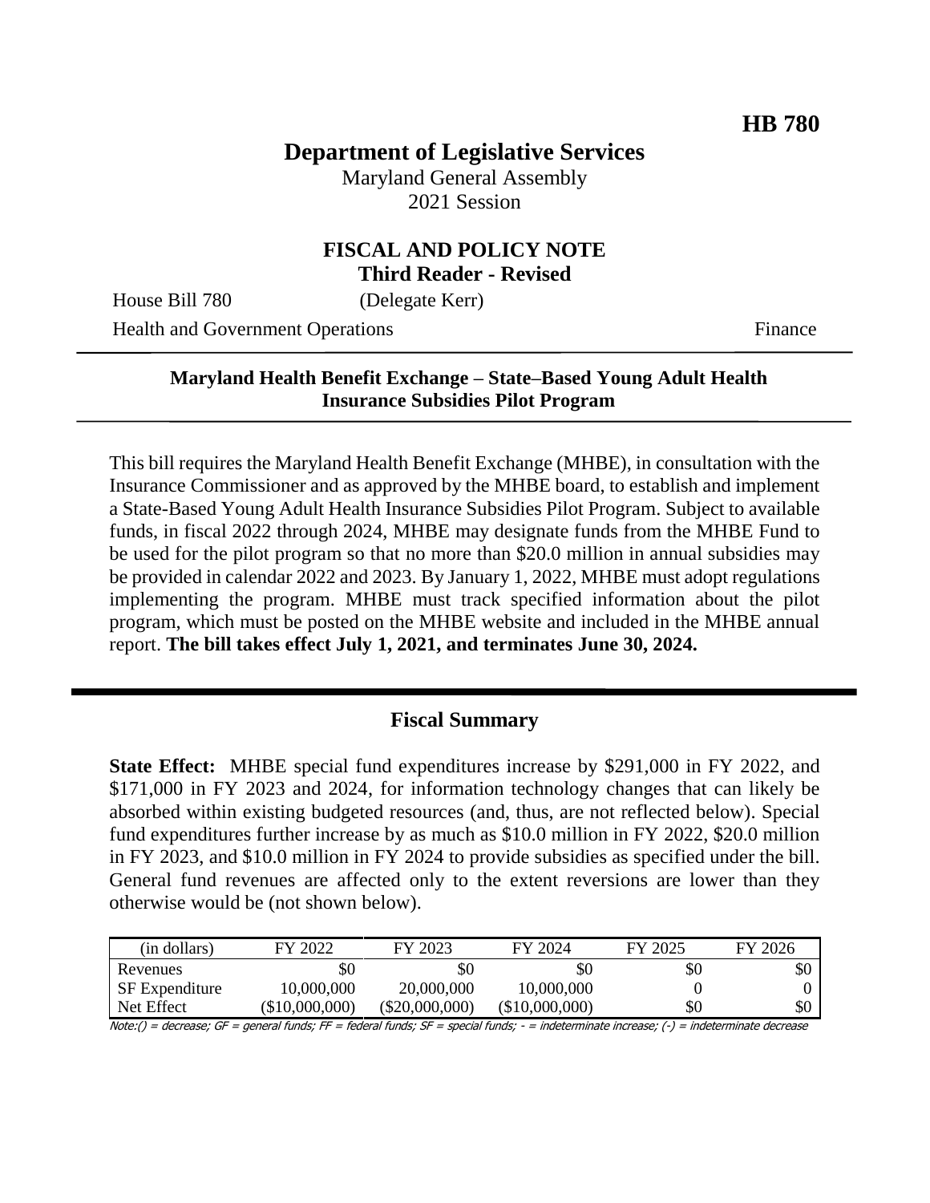**HB 780**

# Department of Legislative Services

Maryland General Assembly
2021 Session

## FISCAL AND POLICY NOTE
**Third Reader - Revised**

House Bill 780 (Delegate Kerr)
Health and Government Operations Finance

**Maryland Health Benefit Exchange – State–Based Young Adult Health Insurance Subsidies Pilot Program**

This bill requires the Maryland Health Benefit Exchange (MHBE), in consultation with the Insurance Commissioner and as approved by the MHBE board, to establish and implement a State-Based Young Adult Health Insurance Subsidies Pilot Program. Subject to available funds, in fiscal 2022 through 2024, MHBE may designate funds from the MHBE Fund to be used for the pilot program so that no more than $20.0 million in annual subsidies may be provided in calendar 2022 and 2023. By January 1, 2022, MHBE must adopt regulations implementing the program. MHBE must track specified information about the pilot program, which must be posted on the MHBE website and included in the MHBE annual report. **The bill takes effect July 1, 2021, and terminates June 30, 2024.**

## Fiscal Summary

**State Effect:** MHBE special fund expenditures increase by $291,000 in FY 2022, and $171,000 in FY 2023 and 2024, for information technology changes that can likely be absorbed within existing budgeted resources (and, thus, are not reflected below). Special fund expenditures further increase by as much as $10.0 million in FY 2022, $20.0 million in FY 2023, and $10.0 million in FY 2024 to provide subsidies as specified under the bill. General fund revenues are affected only to the extent reversions are lower than they otherwise would be (not shown below).

| (in dollars) | FY 2022 | FY 2023 | FY 2024 | FY 2025 | FY 2026 |
|---|---|---|---|---|---|
| Revenues | $0 | $0 | $0 | $0 | $0 |
| SF Expenditure | 10,000,000 | 20,000,000 | 10,000,000 | 0 | 0 |
| Net Effect | ($10,000,000) | ($20,000,000) | ($10,000,000) | $0 | $0 |

Note:() = decrease; GF = general funds; FF = federal funds; SF = special funds; - = indeterminate increase; (-) = indeterminate decrease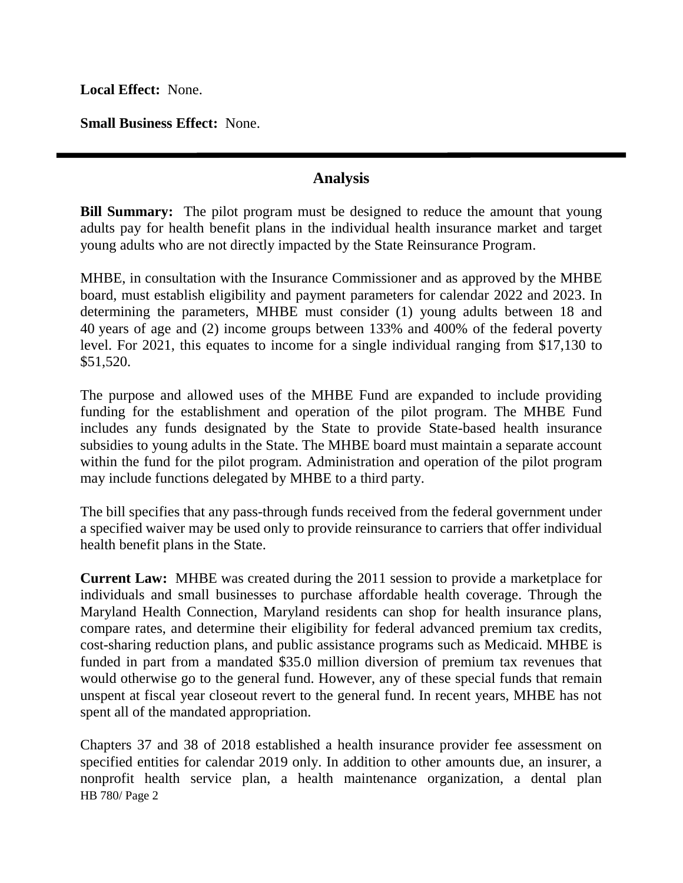**Local Effect:** None.

**Small Business Effect:** None.

---

## Analysis

**Bill Summary:** The pilot program must be designed to reduce the amount that young adults pay for health benefit plans in the individual health insurance market and target young adults who are not directly impacted by the State Reinsurance Program.

MHBE, in consultation with the Insurance Commissioner and as approved by the MHBE board, must establish eligibility and payment parameters for calendar 2022 and 2023. In determining the parameters, MHBE must consider (1) young adults between 18 and 40 years of age and (2) income groups between 133% and 400% of the federal poverty level. For 2021, this equates to income for a single individual ranging from $17,130 to $51,520.

The purpose and allowed uses of the MHBE Fund are expanded to include providing funding for the establishment and operation of the pilot program. The MHBE Fund includes any funds designated by the State to provide State-based health insurance subsidies to young adults in the State. The MHBE board must maintain a separate account within the fund for the pilot program. Administration and operation of the pilot program may include functions delegated by MHBE to a third party.

The bill specifies that any pass-through funds received from the federal government under a specified waiver may be used only to provide reinsurance to carriers that offer individual health benefit plans in the State.

**Current Law:** MHBE was created during the 2011 session to provide a marketplace for individuals and small businesses to purchase affordable health coverage. Through the Maryland Health Connection, Maryland residents can shop for health insurance plans, compare rates, and determine their eligibility for federal advanced premium tax credits, cost-sharing reduction plans, and public assistance programs such as Medicaid. MHBE is funded in part from a mandated $35.0 million diversion of premium tax revenues that would otherwise go to the general fund. However, any of these special funds that remain unspent at fiscal year closeout revert to the general fund. In recent years, MHBE has not spent all of the mandated appropriation.

Chapters 37 and 38 of 2018 established a health insurance provider fee assessment on specified entities for calendar 2019 only. In addition to other amounts due, an insurer, a nonprofit health service plan, a health maintenance organization, a dental plan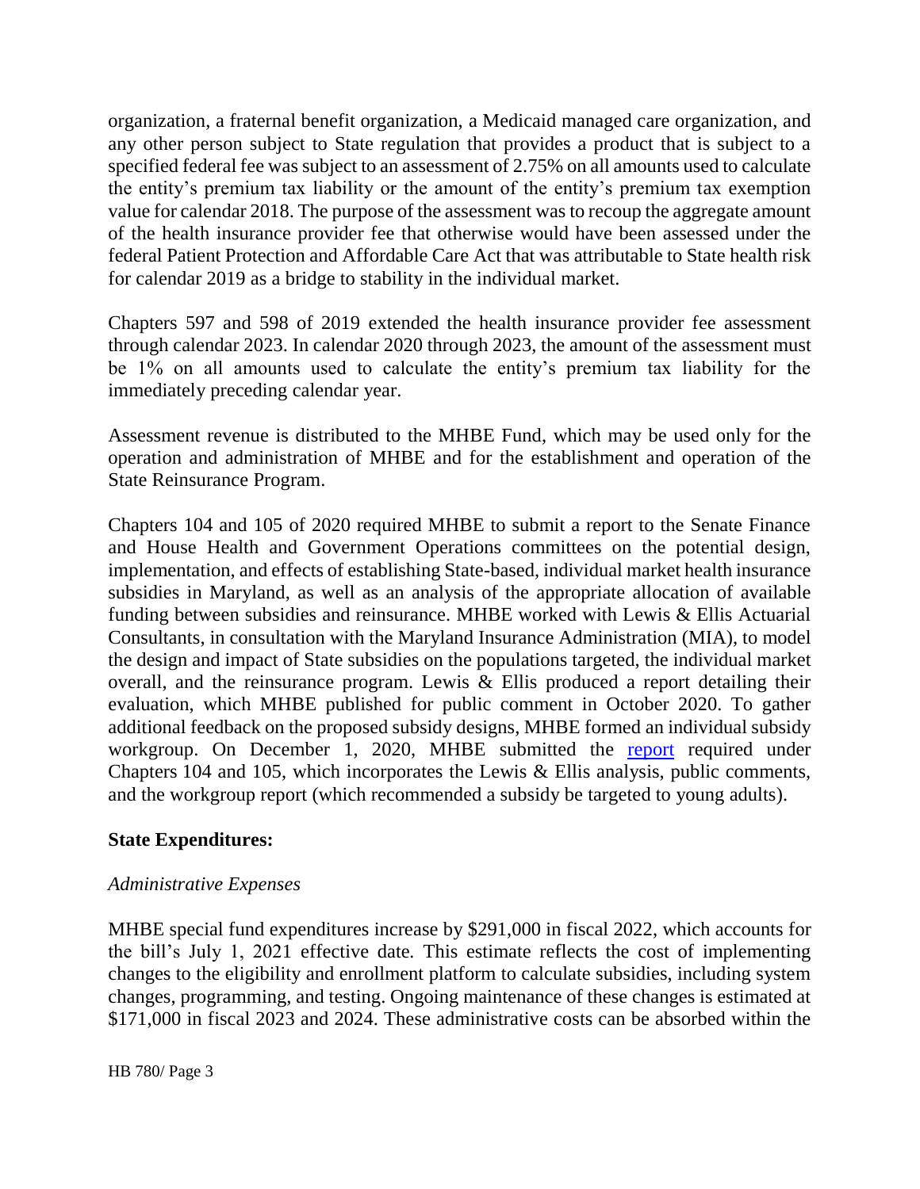organization, a fraternal benefit organization, a Medicaid managed care organization, and any other person subject to State regulation that provides a product that is subject to a specified federal fee was subject to an assessment of 2.75% on all amounts used to calculate the entity's premium tax liability or the amount of the entity's premium tax exemption value for calendar 2018. The purpose of the assessment was to recoup the aggregate amount of the health insurance provider fee that otherwise would have been assessed under the federal Patient Protection and Affordable Care Act that was attributable to State health risk for calendar 2019 as a bridge to stability in the individual market.

Chapters 597 and 598 of 2019 extended the health insurance provider fee assessment through calendar 2023. In calendar 2020 through 2023, the amount of the assessment must be 1% on all amounts used to calculate the entity's premium tax liability for the immediately preceding calendar year.

Assessment revenue is distributed to the MHBE Fund, which may be used only for the operation and administration of MHBE and for the establishment and operation of the State Reinsurance Program.

Chapters 104 and 105 of 2020 required MHBE to submit a report to the Senate Finance and House Health and Government Operations committees on the potential design, implementation, and effects of establishing State-based, individual market health insurance subsidies in Maryland, as well as an analysis of the appropriate allocation of available funding between subsidies and reinsurance. MHBE worked with Lewis & Ellis Actuarial Consultants, in consultation with the Maryland Insurance Administration (MIA), to model the design and impact of State subsidies on the populations targeted, the individual market overall, and the reinsurance program. Lewis & Ellis produced a report detailing their evaluation, which MHBE published for public comment in October 2020. To gather additional feedback on the proposed subsidy designs, MHBE formed an individual subsidy workgroup. On December 1, 2020, MHBE submitted the report required under Chapters 104 and 105, which incorporates the Lewis & Ellis analysis, public comments, and the workgroup report (which recommended a subsidy be targeted to young adults).

**State Expenditures:**

*Administrative Expenses*

MHBE special fund expenditures increase by $291,000 in fiscal 2022, which accounts for the bill's July 1, 2021 effective date. This estimate reflects the cost of implementing changes to the eligibility and enrollment platform to calculate subsidies, including system changes, programming, and testing. Ongoing maintenance of these changes is estimated at $171,000 in fiscal 2023 and 2024. These administrative costs can be absorbed within the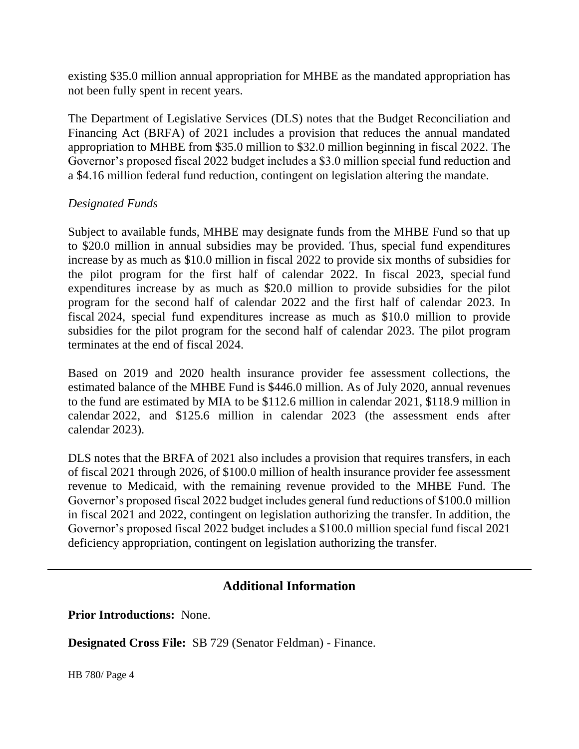existing $35.0 million annual appropriation for MHBE as the mandated appropriation has not been fully spent in recent years.

The Department of Legislative Services (DLS) notes that the Budget Reconciliation and Financing Act (BRFA) of 2021 includes a provision that reduces the annual mandated appropriation to MHBE from $35.0 million to $32.0 million beginning in fiscal 2022. The Governor's proposed fiscal 2022 budget includes a $3.0 million special fund reduction and a $4.16 million federal fund reduction, contingent on legislation altering the mandate.

*Designated Funds*

Subject to available funds, MHBE may designate funds from the MHBE Fund so that up to $20.0 million in annual subsidies may be provided. Thus, special fund expenditures increase by as much as $10.0 million in fiscal 2022 to provide six months of subsidies for the pilot program for the first half of calendar 2022. In fiscal 2023, special fund expenditures increase by as much as $20.0 million to provide subsidies for the pilot program for the second half of calendar 2022 and the first half of calendar 2023. In fiscal 2024, special fund expenditures increase as much as $10.0 million to provide subsidies for the pilot program for the second half of calendar 2023. The pilot program terminates at the end of fiscal 2024.

Based on 2019 and 2020 health insurance provider fee assessment collections, the estimated balance of the MHBE Fund is $446.0 million. As of July 2020, annual revenues to the fund are estimated by MIA to be $112.6 million in calendar 2021, $118.9 million in calendar 2022, and $125.6 million in calendar 2023 (the assessment ends after calendar 2023).

DLS notes that the BRFA of 2021 also includes a provision that requires transfers, in each of fiscal 2021 through 2026, of $100.0 million of health insurance provider fee assessment revenue to Medicaid, with the remaining revenue provided to the MHBE Fund. The Governor's proposed fiscal 2022 budget includes general fund reductions of $100.0 million in fiscal 2021 and 2022, contingent on legislation authorizing the transfer. In addition, the Governor's proposed fiscal 2022 budget includes a $100.0 million special fund fiscal 2021 deficiency appropriation, contingent on legislation authorizing the transfer.

## Additional Information

**Prior Introductions:** None.

**Designated Cross File:** SB 729 (Senator Feldman) - Finance.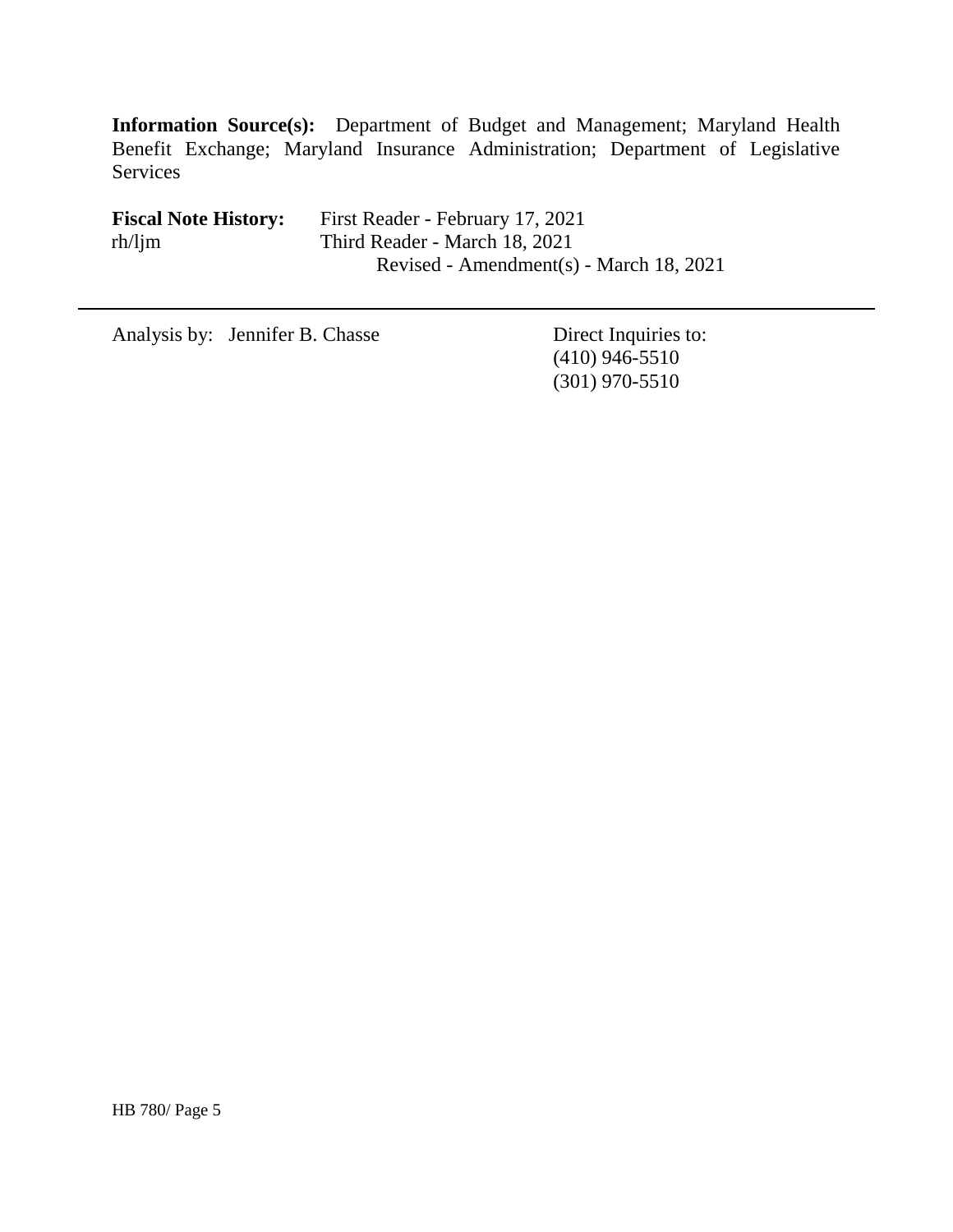**Information Source(s):** Department of Budget and Management; Maryland Health Benefit Exchange; Maryland Insurance Administration; Department of Legislative Services

**Fiscal Note History:** First Reader - February 17, 2021
rh/ljm Third Reader - March 18, 2021
Revised - Amendment(s) - March 18, 2021

---

Analysis by: Jennifer B. Chasse

Direct Inquiries to:
(410) 946-5510
(301) 970-5510